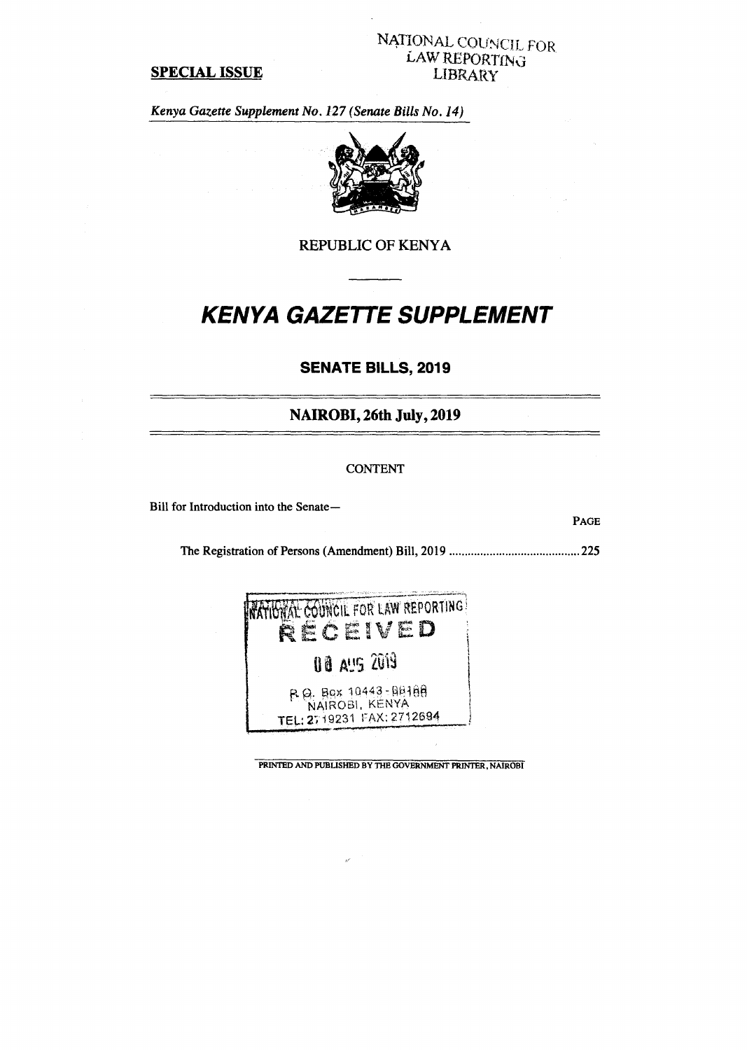NATIONAL COUNCIL FOR LAW REPORTING LIBRARY

**SPECIAL ISSUE**

*Kenya Gazette Supplement No. 127 (Senate Bills No. 14)*

REPUBLIC OF KENYA

# *KENYA GAZETTE SUPPLEMENT*

## SENATE BILLS, 2019

## NAIROBI, 26th July, 2019

CONTENT

Bill for Introduction into the Senate—

| | PAGE |
|---|---|
| The Registration of Persons (Amendment) Bill, 2019 | 225 |

NATIONAL COUNCIL FOR LAW REPORTING
RECEIVED
08 AUG 2019
P.O. Box 10443 - 00100
NAIROBI, KENYA
TEL: 2719231 FAX: 2712694

PRINTED AND PUBLISHED BY THE GOVERNMENT PRINTER, NAIROBI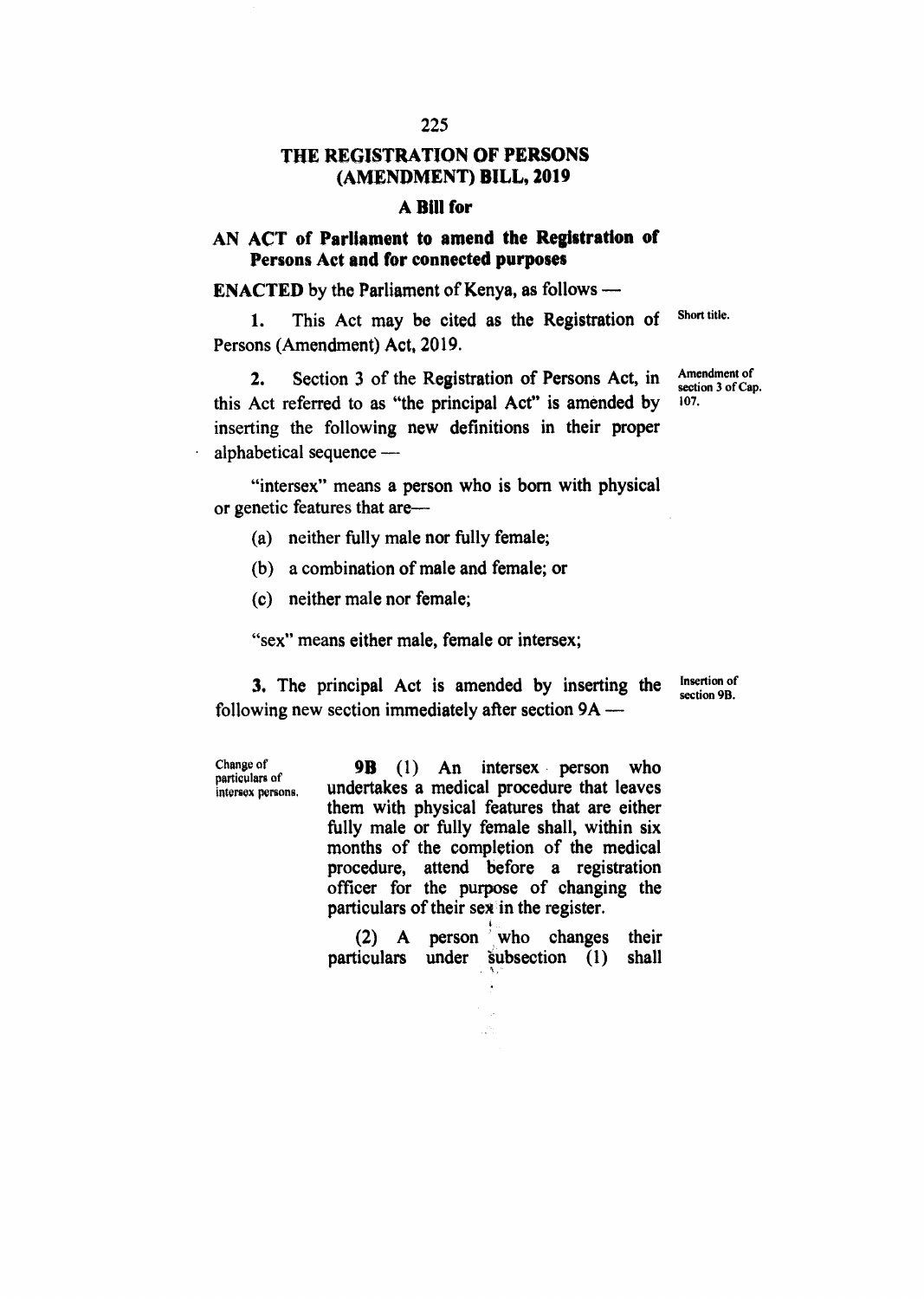# THE REGISTRATION OF PERSONS (AMENDMENT) BILL, 2019

## A Bill for

## AN ACT of Parliament to amend the Registration of Persons Act and for connected purposes

**ENACTED** by the Parliament of Kenya, as follows —

Short title.

1. This Act may be cited as the Registration of Persons (Amendment) Act, 2019.

Amendment of section 3 of Cap. 107.

2. Section 3 of the Registration of Persons Act, in this Act referred to as "the principal Act" is amended by inserting the following new definitions in their proper alphabetical sequence —

"intersex" means a person who is born with physical or genetic features that are—

(a) neither fully male nor fully female;

(b) a combination of male and female; or

(c) neither male nor female;

"sex" means either male, female or intersex;

Insertion of section 9B.

**3.** The principal Act is amended by inserting the following new section immediately after section 9A —

Change of particulars of intersex persons.

**9B** (1) An intersex person who undertakes a medical procedure that leaves them with physical features that are either fully male or fully female shall, within six months of the completion of the medical procedure, attend before a registration officer for the purpose of changing the particulars of their sex in the register.

(2) A person who changes their particulars under subsection (1) shall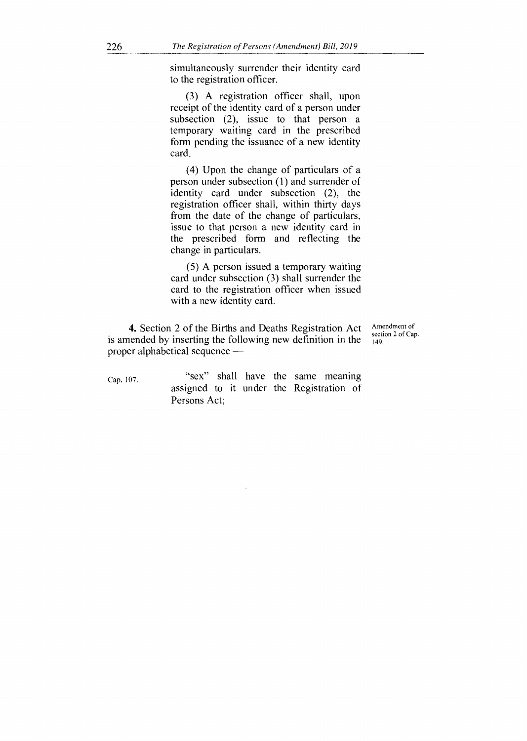simultaneously surrender their identity card to the registration officer.

(3) A registration officer shall, upon receipt of the identity card of a person under subsection (2), issue to that person a temporary waiting card in the prescribed form pending the issuance of a new identity card.

(4) Upon the change of particulars of a person under subsection (1) and surrender of identity card under subsection (2), the registration officer shall, within thirty days from the date of the change of particulars, issue to that person a new identity card in the prescribed form and reflecting the change in particulars.

(5) A person issued a temporary waiting card under subsection (3) shall surrender the card to the registration officer when issued with a new identity card.

Amendment of section 2 of Cap. 149.

**4.** Section 2 of the Births and Deaths Registration Act is amended by inserting the following new definition in the proper alphabetical sequence —

Cap. 107.

"sex" shall have the same meaning assigned to it under the Registration of Persons Act;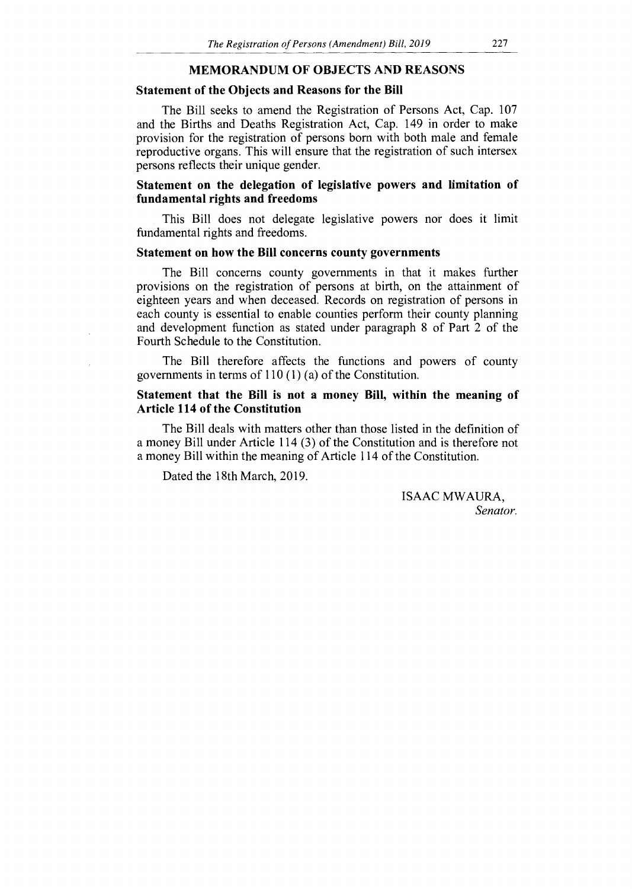## MEMORANDUM OF OBJECTS AND REASONS

### Statement of the Objects and Reasons for the Bill

The Bill seeks to amend the Registration of Persons Act, Cap. 107 and the Births and Deaths Registration Act, Cap. 149 in order to make provision for the registration of persons born with both male and female reproductive organs. This will ensure that the registration of such intersex persons reflects their unique gender.

### Statement on the delegation of legislative powers and limitation of fundamental rights and freedoms

This Bill does not delegate legislative powers nor does it limit fundamental rights and freedoms.

### Statement on how the Bill concerns county governments

The Bill concerns county governments in that it makes further provisions on the registration of persons at birth, on the attainment of eighteen years and when deceased. Records on registration of persons in each county is essential to enable counties perform their county planning and development function as stated under paragraph 8 of Part 2 of the Fourth Schedule to the Constitution.

The Bill therefore affects the functions and powers of county governments in terms of 110 (1) (a) of the Constitution.

### Statement that the Bill is not a money Bill, within the meaning of Article 114 of the Constitution

The Bill deals with matters other than those listed in the definition of a money Bill under Article 114 (3) of the Constitution and is therefore not a money Bill within the meaning of Article 114 of the Constitution.

Dated the 18th March, 2019.

ISAAC MWAURA,
*Senator.*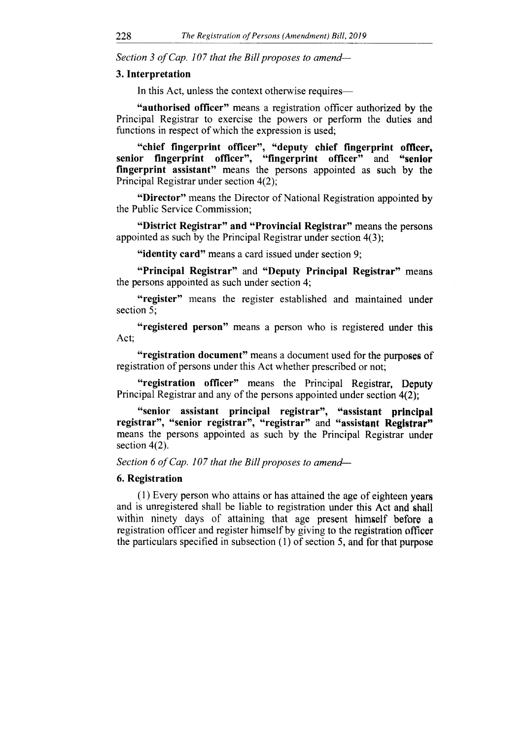*Section 3 of Cap. 107 that the Bill proposes to amend—*

**3. Interpretation**

In this Act, unless the context otherwise requires—

**"authorised officer"** means a registration officer authorized by the Principal Registrar to exercise the powers or perform the duties and functions in respect of which the expression is used;

**"chief fingerprint officer", "deputy chief fingerprint officer, senior fingerprint officer", "fingerprint officer"** and **"senior fingerprint assistant"** means the persons appointed as such by the Principal Registrar under section 4(2);

**"Director"** means the Director of National Registration appointed by the Public Service Commission;

**"District Registrar" and "Provincial Registrar"** means the persons appointed as such by the Principal Registrar under section 4(3);

**"identity card"** means a card issued under section 9;

**"Principal Registrar"** and **"Deputy Principal Registrar"** means the persons appointed as such under section 4;

**"register"** means the register established and maintained under section 5;

**"registered person"** means a person who is registered under this Act;

**"registration document"** means a document used for the purposes of registration of persons under this Act whether prescribed or not;

**"registration officer"** means the Principal Registrar, Deputy Principal Registrar and any of the persons appointed under section 4(2);

**"senior assistant principal registrar", "assistant principal registrar", "senior registrar", "registrar"** and **"assistant Registrar"** means the persons appointed as such by the Principal Registrar under section 4(2).

*Section 6 of Cap. 107 that the Bill proposes to amend—*

**6. Registration**

(1) Every person who attains or has attained the age of eighteen years and is unregistered shall be liable to registration under this Act and shall within ninety days of attaining that age present himself before a registration officer and register himself by giving to the registration officer the particulars specified in subsection (1) of section 5, and for that purpose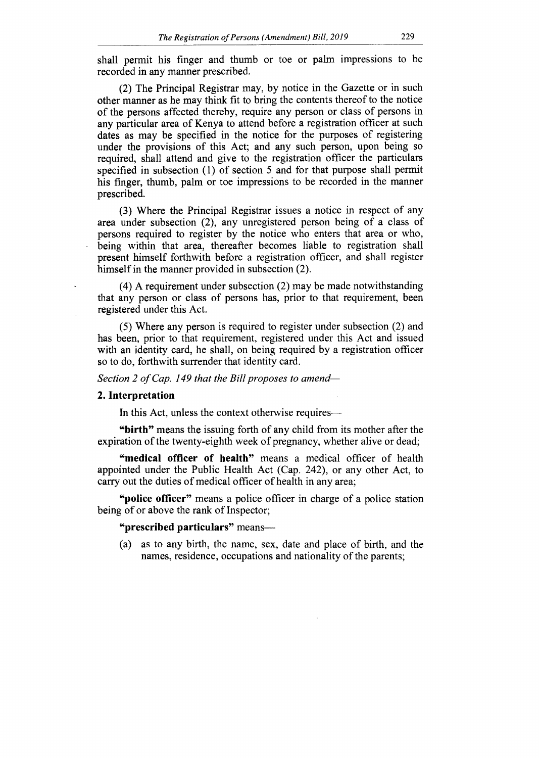shall permit his finger and thumb or toe or palm impressions to be recorded in any manner prescribed.

(2) The Principal Registrar may, by notice in the Gazette or in such other manner as he may think fit to bring the contents thereof to the notice of the persons affected thereby, require any person or class of persons in any particular area of Kenya to attend before a registration officer at such dates as may be specified in the notice for the purposes of registering under the provisions of this Act; and any such person, upon being so required, shall attend and give to the registration officer the particulars specified in subsection (1) of section 5 and for that purpose shall permit his finger, thumb, palm or toe impressions to be recorded in the manner prescribed.

(3) Where the Principal Registrar issues a notice in respect of any area under subsection (2), any unregistered person being of a class of persons required to register by the notice who enters that area or who, being within that area, thereafter becomes liable to registration shall present himself forthwith before a registration officer, and shall register himself in the manner provided in subsection (2).

(4) A requirement under subsection (2) may be made notwithstanding that any person or class of persons has, prior to that requirement, been registered under this Act.

(5) Where any person is required to register under subsection (2) and has been, prior to that requirement, registered under this Act and issued with an identity card, he shall, on being required by a registration officer so to do, forthwith surrender that identity card.

*Section 2 of Cap. 149 that the Bill proposes to amend—*

**2. Interpretation**

In this Act, unless the context otherwise requires—

**"birth"** means the issuing forth of any child from its mother after the expiration of the twenty-eighth week of pregnancy, whether alive or dead;

**"medical officer of health"** means a medical officer of health appointed under the Public Health Act (Cap. 242), or any other Act, to carry out the duties of medical officer of health in any area;

**"police officer"** means a police officer in charge of a police station being of or above the rank of Inspector;

**"prescribed particulars"** means—

(a) as to any birth, the name, sex, date and place of birth, and the names, residence, occupations and nationality of the parents;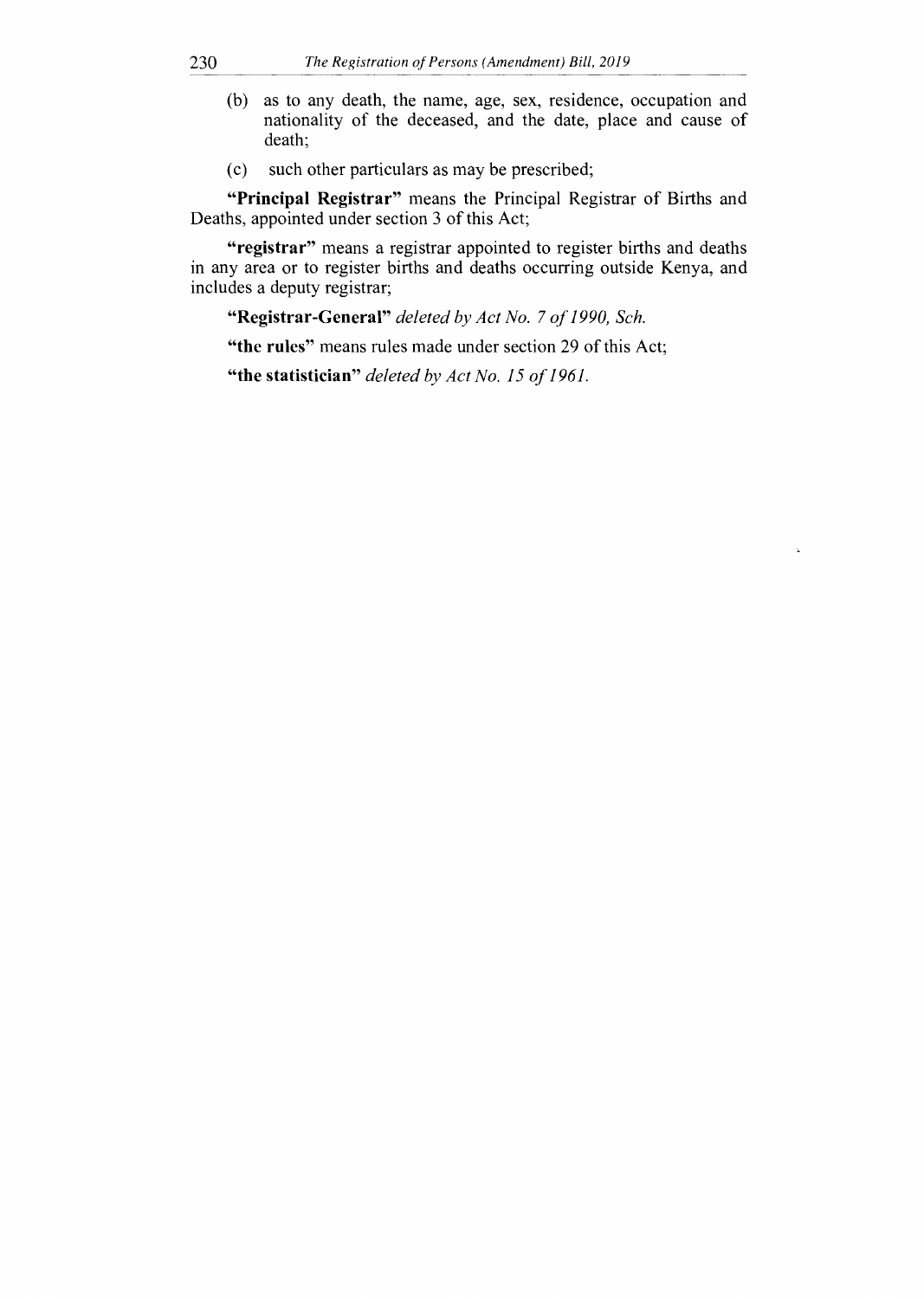(b) as to any death, the name, age, sex, residence, occupation and nationality of the deceased, and the date, place and cause of death;

(c) such other particulars as may be prescribed;

**"Principal Registrar"** means the Principal Registrar of Births and Deaths, appointed under section 3 of this Act;

**"registrar"** means a registrar appointed to register births and deaths in any area or to register births and deaths occurring outside Kenya, and includes a deputy registrar;

**"Registrar-General"** *deleted by Act No. 7 of 1990, Sch.*

**"the rules"** means rules made under section 29 of this Act;

**"the statistician"** *deleted by Act No. 15 of 1961.*